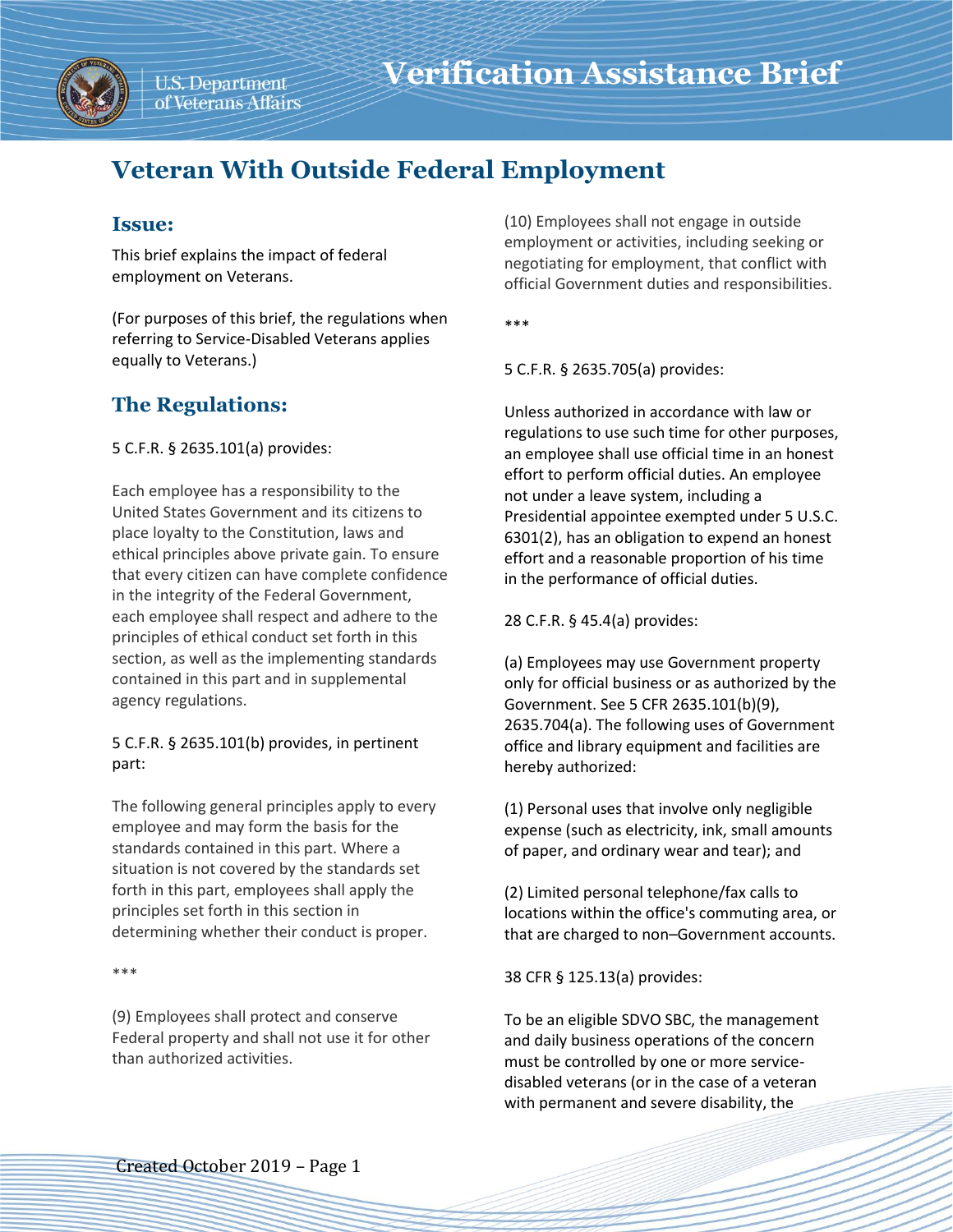# Verification Assistance Brief

## Veteran With Outside Federal Employment

### Issue:

This brief explains the impact of federal employment on Veterans.

(For purposes of this brief, the regulations when referring to Service-Disabled Veterans applies equally to Veterans.)

### The Regulations:

5 C.F.R. § 2635.101(a) provides:

Each employee has a responsibility to the United States Government and its citizens to place loyalty to the Constitution, laws and ethical principles above private gain. To ensure that every citizen can have complete confidence in the integrity of the Federal Government, each employee shall respect and adhere to the principles of ethical conduct set forth in this section, as well as the implementing standards contained in this part and in supplemental agency regulations.

5 C.F.R. § 2635.101(b) provides, in pertinent part:

The following general principles apply to every employee and may form the basis for the standards contained in this part. Where a situation is not covered by the standards set forth in this part, employees shall apply the principles set forth in this section in determining whether their conduct is proper.

***

(9) Employees shall protect and conserve Federal property and shall not use it for other than authorized activities.

(10) Employees shall not engage in outside employment or activities, including seeking or negotiating for employment, that conflict with official Government duties and responsibilities.

***

5 C.F.R. § 2635.705(a) provides:

Unless authorized in accordance with law or regulations to use such time for other purposes, an employee shall use official time in an honest effort to perform official duties. An employee not under a leave system, including a Presidential appointee exempted under 5 U.S.C. 6301(2), has an obligation to expend an honest effort and a reasonable proportion of his time in the performance of official duties.

28 C.F.R. § 45.4(a) provides:

(a) Employees may use Government property only for official business or as authorized by the Government. See 5 CFR 2635.101(b)(9), 2635.704(a). The following uses of Government office and library equipment and facilities are hereby authorized:

(1) Personal uses that involve only negligible expense (such as electricity, ink, small amounts of paper, and ordinary wear and tear); and

(2) Limited personal telephone/fax calls to locations within the office's commuting area, or that are charged to non–Government accounts.

38 CFR § 125.13(a) provides:

To be an eligible SDVO SBC, the management and daily business operations of the concern must be controlled by one or more service-disabled veterans (or in the case of a veteran with permanent and severe disability, the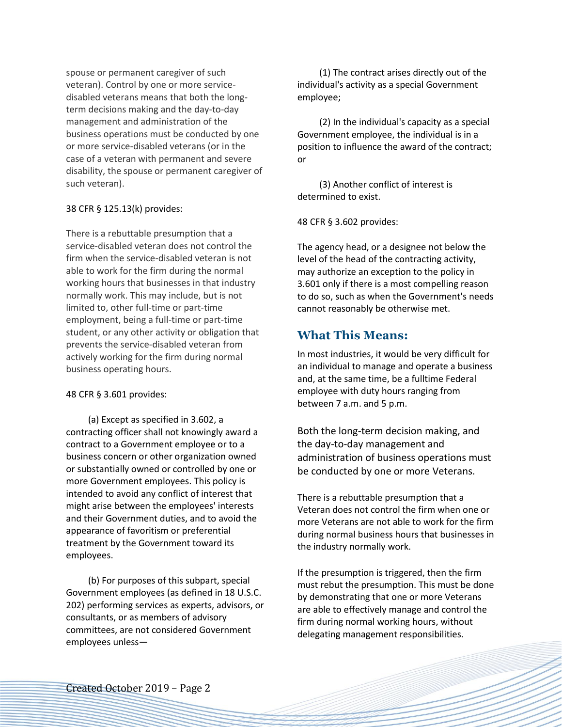spouse or permanent caregiver of such veteran). Control by one or more service-disabled veterans means that both the long-term decisions making and the day-to-day management and administration of the business operations must be conducted by one or more service-disabled veterans (or in the case of a veteran with permanent and severe disability, the spouse or permanent caregiver of such veteran).

38 CFR § 125.13(k) provides:

There is a rebuttable presumption that a service-disabled veteran does not control the firm when the service-disabled veteran is not able to work for the firm during the normal working hours that businesses in that industry normally work. This may include, but is not limited to, other full-time or part-time employment, being a full-time or part-time student, or any other activity or obligation that prevents the service-disabled veteran from actively working for the firm during normal business operating hours.

48 CFR § 3.601 provides:

(a) Except as specified in 3.602, a contracting officer shall not knowingly award a contract to a Government employee or to a business concern or other organization owned or substantially owned or controlled by one or more Government employees. This policy is intended to avoid any conflict of interest that might arise between the employees' interests and their Government duties, and to avoid the appearance of favoritism or preferential treatment by the Government toward its employees.

(b) For purposes of this subpart, special Government employees (as defined in 18 U.S.C. 202) performing services as experts, advisors, or consultants, or as members of advisory committees, are not considered Government employees unless—

(1) The contract arises directly out of the individual's activity as a special Government employee;

(2) In the individual's capacity as a special Government employee, the individual is in a position to influence the award of the contract; or

(3) Another conflict of interest is determined to exist.

48 CFR § 3.602 provides:

The agency head, or a designee not below the level of the head of the contracting activity, may authorize an exception to the policy in 3.601 only if there is a most compelling reason to do so, such as when the Government's needs cannot reasonably be otherwise met.

## What This Means:

In most industries, it would be very difficult for an individual to manage and operate a business and, at the same time, be a fulltime Federal employee with duty hours ranging from between 7 a.m. and 5 p.m.

Both the long-term decision making, and the day-to-day management and administration of business operations must be conducted by one or more Veterans.

There is a rebuttable presumption that a Veteran does not control the firm when one or more Veterans are not able to work for the firm during normal business hours that businesses in the industry normally work.

If the presumption is triggered, then the firm must rebut the presumption. This must be done by demonstrating that one or more Veterans are able to effectively manage and control the firm during normal working hours, without delegating management responsibilities.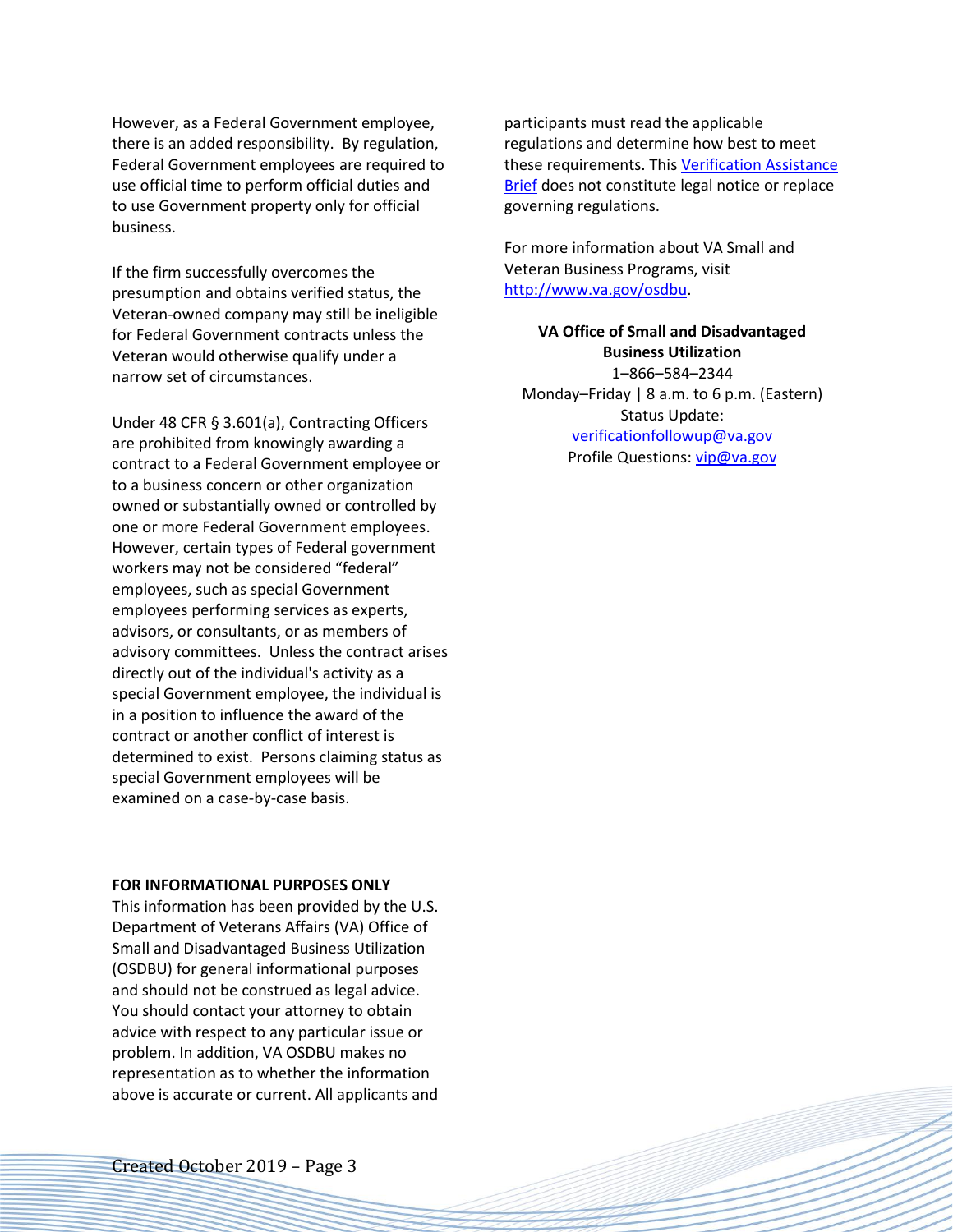However, as a Federal Government employee, there is an added responsibility. By regulation, Federal Government employees are required to use official time to perform official duties and to use Government property only for official business.

If the firm successfully overcomes the presumption and obtains verified status, the Veteran-owned company may still be ineligible for Federal Government contracts unless the Veteran would otherwise qualify under a narrow set of circumstances.

Under 48 CFR § 3.601(a), Contracting Officers are prohibited from knowingly awarding a contract to a Federal Government employee or to a business concern or other organization owned or substantially owned or controlled by one or more Federal Government employees. However, certain types of Federal government workers may not be considered "federal" employees, such as special Government employees performing services as experts, advisors, or consultants, or as members of advisory committees. Unless the contract arises directly out of the individual's activity as a special Government employee, the individual is in a position to influence the award of the contract or another conflict of interest is determined to exist. Persons claiming status as special Government employees will be examined on a case-by-case basis.

**FOR INFORMATIONAL PURPOSES ONLY**
This information has been provided by the U.S. Department of Veterans Affairs (VA) Office of Small and Disadvantaged Business Utilization (OSDBU) for general informational purposes and should not be construed as legal advice. You should contact your attorney to obtain advice with respect to any particular issue or problem. In addition, VA OSDBU makes no representation as to whether the information above is accurate or current. All applicants and participants must read the applicable regulations and determine how best to meet these requirements. This [Verification Assistance Brief](#) does not constitute legal notice or replace governing regulations.

For more information about VA Small and Veteran Business Programs, visit [http://www.va.gov/osdbu](http://www.va.gov/osdbu).

**VA Office of Small and Disadvantaged Business Utilization**
1–866–584–2344
Monday–Friday | 8 a.m. to 6 p.m. (Eastern)
Status Update: [verificationfollowup@va.gov](mailto:verificationfollowup@va.gov)
Profile Questions: [vip@va.gov](mailto:vip@va.gov)

Created October 2019